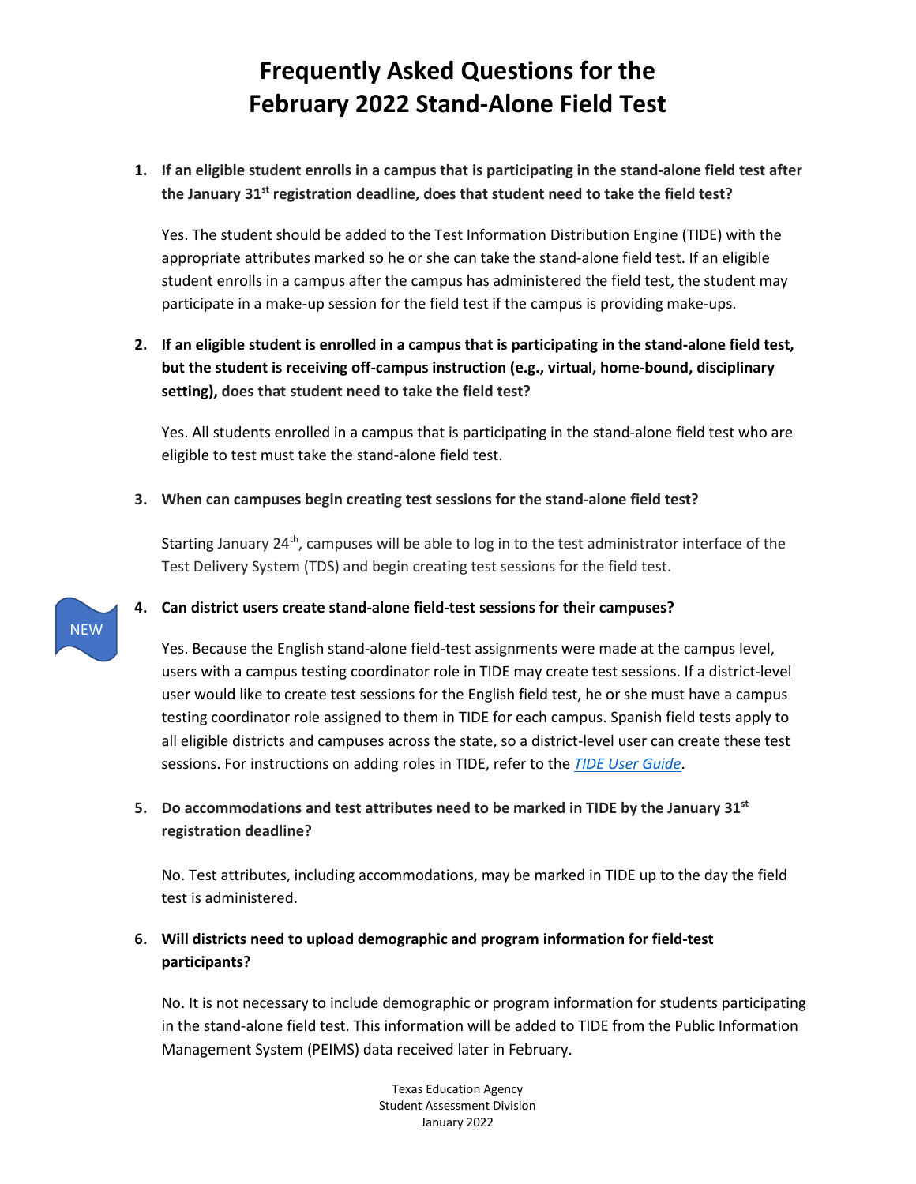# Frequently Asked Questions for the February 2022 Stand-Alone Field Test

1. **If an eligible student enrolls in a campus that is participating in the stand-alone field test after the January 31st registration deadline, does that student need to take the field test?**

   Yes. The student should be added to the Test Information Distribution Engine (TIDE) with the appropriate attributes marked so he or she can take the stand-alone field test. If an eligible student enrolls in a campus after the campus has administered the field test, the student may participate in a make-up session for the field test if the campus is providing make-ups.

2. **If an eligible student is enrolled in a campus that is participating in the stand-alone field test, but the student is receiving off-campus instruction (e.g., virtual, home-bound, disciplinary setting), does that student need to take the field test?**

   Yes. All students enrolled in a campus that is participating in the stand-alone field test who are eligible to test must take the stand-alone field test.

3. **When can campuses begin creating test sessions for the stand-alone field test?**

   Starting January 24th, campuses will be able to log in to the test administrator interface of the Test Delivery System (TDS) and begin creating test sessions for the field test.

NEW

4. **Can district users create stand-alone field-test sessions for their campuses?**

   Yes. Because the English stand-alone field-test assignments were made at the campus level, users with a campus testing coordinator role in TIDE may create test sessions. If a district-level user would like to create test sessions for the English field test, he or she must have a campus testing coordinator role assigned to them in TIDE for each campus. Spanish field tests apply to all eligible districts and campuses across the state, so a district-level user can create these test sessions. For instructions on adding roles in TIDE, refer to the *TIDE User Guide*.

5. **Do accommodations and test attributes need to be marked in TIDE by the January 31st registration deadline?**

   No. Test attributes, including accommodations, may be marked in TIDE up to the day the field test is administered.

6. **Will districts need to upload demographic and program information for field-test participants?**

   No. It is not necessary to include demographic or program information for students participating in the stand-alone field test. This information will be added to TIDE from the Public Information Management System (PEIMS) data received later in February.

Texas Education Agency
Student Assessment Division
January 2022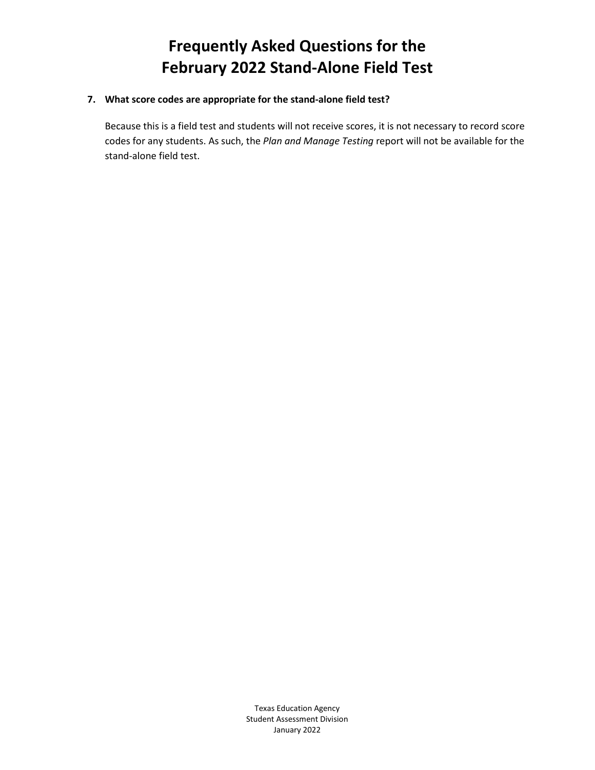**7. What score codes are appropriate for the stand-alone field test?**

Because this is a field test and students will not receive scores, it is not necessary to record score codes for any students. As such, the *Plan and Manage Testing* report will not be available for the stand-alone field test.